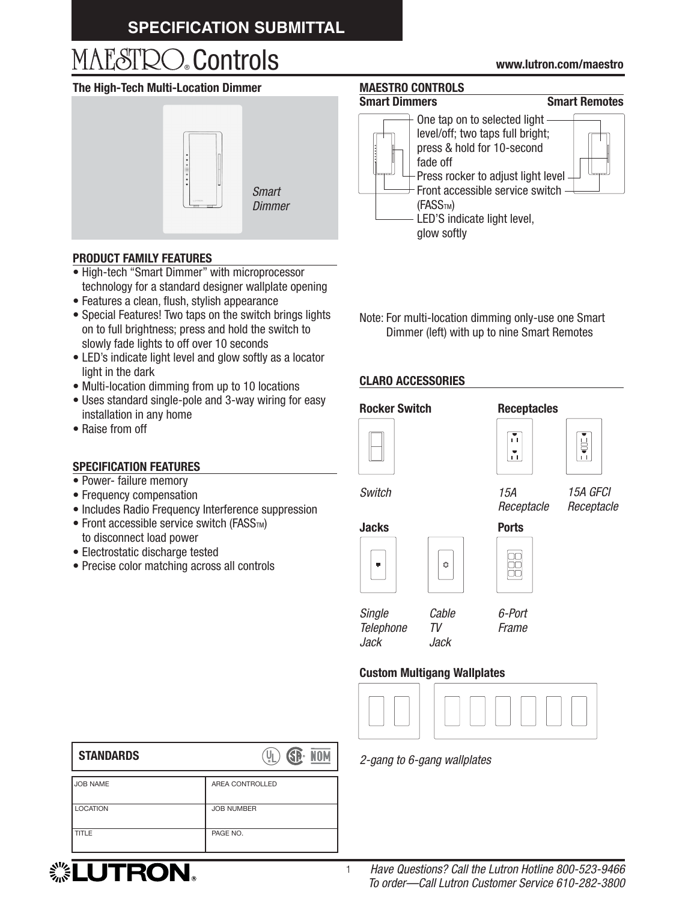# SPECIFICATION SUBMITTAL

# MAESTRO® Controls

www.lutron.com/maestro

## The High-Tech Multi-Location Dimmer

*Smart Dimmer*

## PRODUCT FAMILY FEATURES

- High-tech "Smart Dimmer" with microprocessor technology for a standard designer wallplate opening
- Features a clean, flush, stylish appearance
- Special Features! Two taps on the switch brings lights on to full brightness; press and hold the switch to slowly fade lights to off over 10 seconds
- LED's indicate light level and glow softly as a locator light in the dark
- Multi-location dimming from up to 10 locations
- Uses standard single-pole and 3-way wiring for easy installation in any home
- Raise from off

## SPECIFICATION FEATURES

- Power- failure memory
- Frequency compensation
- Includes Radio Frequency Interference suppression
- Front accessible service switch (FASS™) to disconnect load power
- Electrostatic discharge tested
- Precise color matching across all controls

## MAESTRO CONTROLS

**Smart Dimmers** | **Smart Remotes**

- One tap on to selected light level/off; two taps full bright; press & hold for 10-second fade off
- Press rocker to adjust light level
- Front accessible service switch (FASS™)
- LED'S indicate light level, glow softly

Note: For multi-location dimming only-use one Smart Dimmer (left) with up to nine Smart Remotes

## CLARO ACCESSORIES

### Rocker Switch

*Switch*

### Receptacles

*15A Receptacle*

*15A GFCI Receptacle*

### Jacks

*Single Telephone Jack*

*Cable TV Jack*

### Ports

*6-Port Frame*

### Custom Multigang Wallplates

*2-gang to 6-gang wallplates*

## STANDARDS

| JOB NAME | AREA CONTROLLED |
|---|---|
| LOCATION | JOB NUMBER |
| TITLE | PAGE NO. |

LUTRON®

*Have Questions? Call the Lutron Hotline 800-523-9466*
*To order—Call Lutron Customer Service 610-282-3800*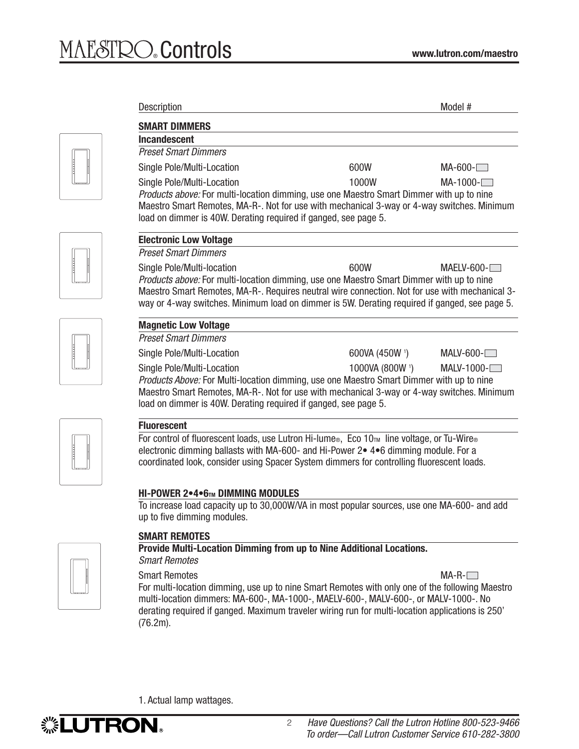| Description | | Model # |
|---|---|---|
| **SMART DIMMERS** | | |
| **Incandescent** | | |
| *Preset Smart Dimmers* | | |
| Single Pole/Multi-Location | 600W | MA-600-☐ |
| Single Pole/Multi-Location | 1000W | MA-1000-☐ |

*Products above:* For multi-location dimming, use one Maestro Smart Dimmer with up to nine Maestro Smart Remotes, MA-R-. Not for use with mechanical 3-way or 4-way switches. Minimum load on dimmer is 40W. Derating required if ganged, see page 5.

| **Electronic Low Voltage** | | |
|---|---|---|
| *Preset Smart Dimmers* | | |
| Single Pole/Multi-location | 600W | MAELV-600-☐ |

*Products above:* For multi-location dimming, use one Maestro Smart Dimmer with up to nine Maestro Smart Remotes, MA-R-. Requires neutral wire connection. Not for use with mechanical 3-way or 4-way switches. Minimum load on dimmer is 5W. Derating required if ganged, see page 5.

| **Magnetic Low Voltage** | | |
|---|---|---|
| *Preset Smart Dimmers* | | |
| Single Pole/Multi-Location | 600VA (450W [1]) | MALV-600-☐ |
| Single Pole/Multi-Location | 1000VA (800W [1]) | MALV-1000-☐ |

*Products Above:* For Multi-location dimming, use one Maestro Smart Dimmer with up to nine Maestro Smart Remotes, MA-R-. Not for use with mechanical 3-way or 4-way switches. Minimum load on dimmer is 40W. Derating required if ganged, see page 5.

**Fluorescent**

For control of fluorescent loads, use Lutron Hi-lume®, Eco 10™ line voltage, or Tu-Wire® electronic dimming ballasts with MA-600- and Hi-Power 2• 4•6 dimming module. For a coordinated look, consider using Spacer System dimmers for controlling fluorescent loads.

**HI-POWER 2•4•6™ DIMMING MODULES**

To increase load capacity up to 30,000W/VA in most popular sources, use one MA-600- and add up to five dimming modules.

**SMART REMOTES**

**Provide Multi-Location Dimming from up to Nine Additional Locations.**

*Smart Remotes*

| Smart Remotes | | MA-R-☐ |
|---|---|---|

For multi-location dimming, use up to nine Smart Remotes with only one of the following Maestro multi-location dimmers: MA-600-, MA-1000-, MAELV-600-, MALV-600-, or MALV-1000-. No derating required if ganged. Maximum traveler wiring run for multi-location applications is 250' (76.2m).

1. Actual lamp wattages.

Have Questions? Call the Lutron Hotline 800-523-9466
To order—Call Lutron Customer Service 610-282-3800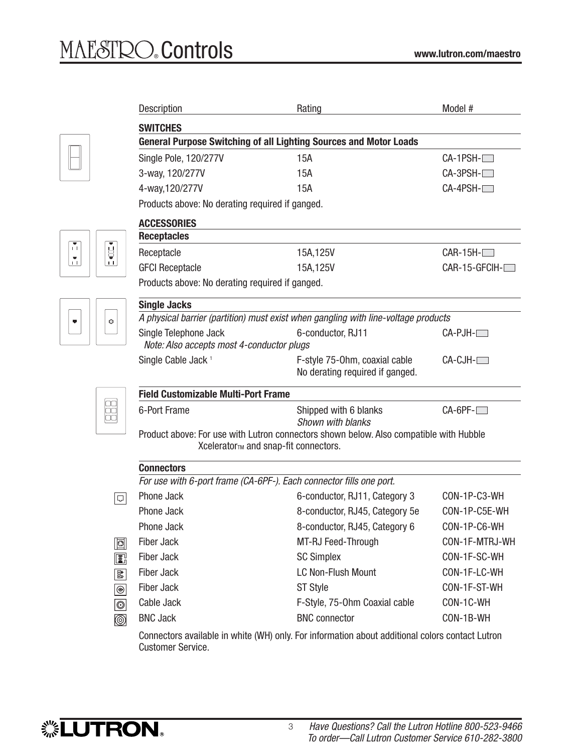| Description | Rating | Model # |
|---|---|---|
| **SWITCHES** | | |
| **General Purpose Switching of all Lighting Sources and Motor Loads** | | |
| Single Pole, 120/277V | 15A | CA-1PSH-☐ |
| 3-way, 120/277V | 15A | CA-3PSH-☐ |
| 4-way,120/277V | 15A | CA-4PSH-☐ |
| Products above: No derating required if ganged. | | |
| **ACCESSORIES** | | |
| **Receptacles** | | |
| Receptacle | 15A,125V | CAR-15H-☐ |
| GFCI Receptacle | 15A,125V | CAR-15-GFCIH-☐ |
| Products above: No derating required if ganged. | | |
| **Single Jacks** | | |
| *A physical barrier (partition) must exist when gangling with line-voltage products* | | |
| Single Telephone Jack<br>*Note: Also accepts most 4-conductor plugs* | 6-conductor, RJ11 | CA-PJH-☐ |
| Single Cable Jack [1] | F-style 75-Ohm, coaxial cable<br>No derating required if ganged. | CA-CJH-☐ |
| **Field Customizable Multi-Port Frame** | | |
| 6-Port Frame | Shipped with 6 blanks<br>*Shown with blanks* | CA-6PF-☐ |
| Product above: For use with Lutron connectors shown below. Also compatible with Hubble Xcelerator™ and snap-fit connectors. | | |
| **Connectors** | | |
| *For use with 6-port frame (CA-6PF-). Each connector fills one port.* | | |
| Phone Jack | 6-conductor, RJ11, Category 3 | CON-1P-C3-WH |
| Phone Jack | 8-conductor, RJ45, Category 5e | CON-1P-C5E-WH |
| Phone Jack | 8-conductor, RJ45, Category 6 | CON-1P-C6-WH |
| Fiber Jack | MT-RJ Feed-Through | CON-1F-MTRJ-WH |
| Fiber Jack | SC Simplex | CON-1F-SC-WH |
| Fiber Jack | LC Non-Flush Mount | CON-1F-LC-WH |
| Fiber Jack | ST Style | CON-1F-ST-WH |
| Cable Jack | F-Style, 75-Ohm Coaxial cable | CON-1C-WH |
| BNC Jack | BNC connector | CON-1B-WH |

Connectors available in white (WH) only. For information about additional colors contact Lutron Customer Service.

*Have Questions? Call the Lutron Hotline 800-523-9466*
*To order—Call Lutron Customer Service 610-282-3800*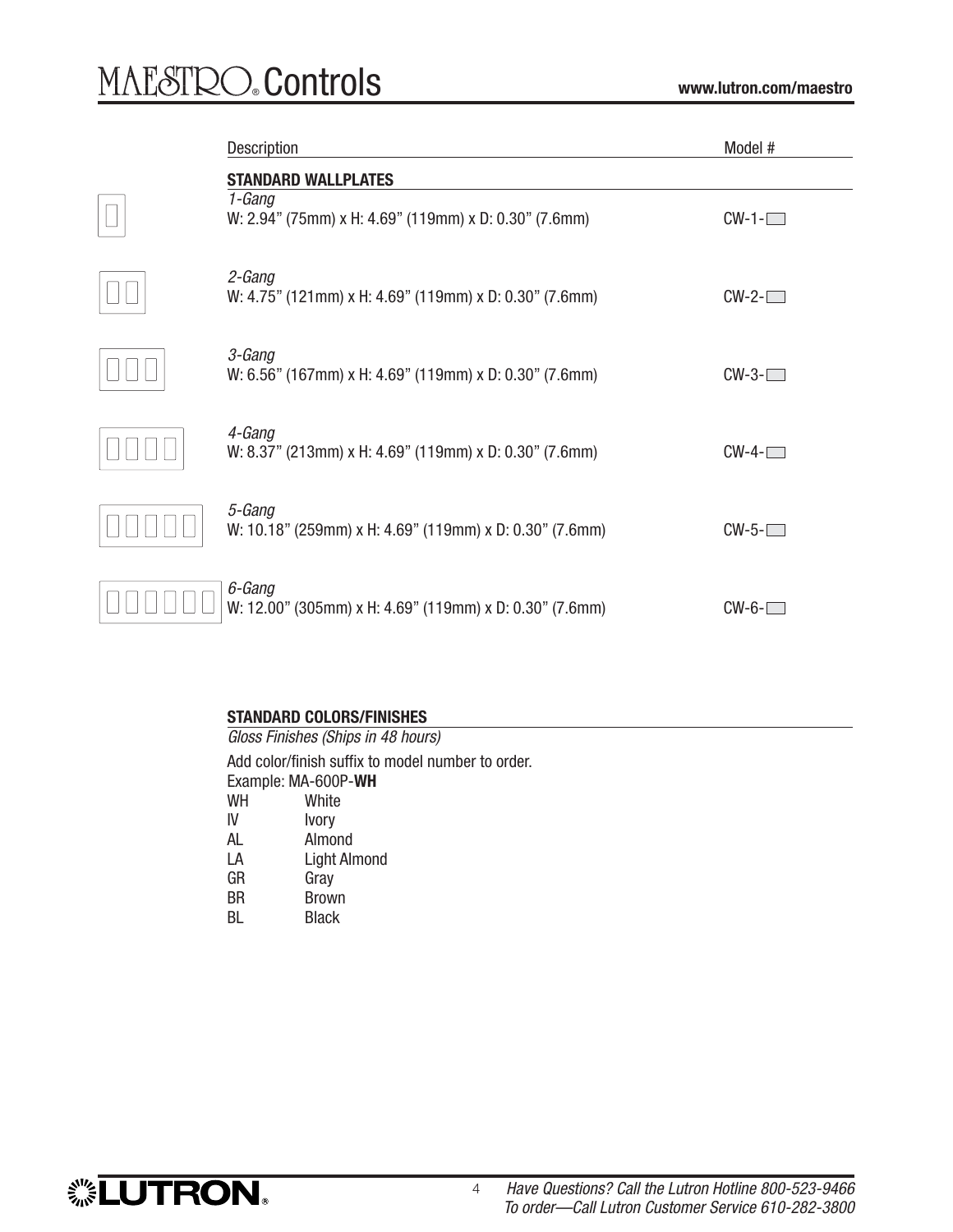| Description | Model # |
| --- | --- |
| **STANDARD WALLPLATES** | |
| *1-Gang*<br>W: 2.94” (75mm) x H: 4.69” (119mm) x D: 0.30” (7.6mm) | CW-1-☐ |
| *2-Gang*<br>W: 4.75” (121mm) x H: 4.69” (119mm) x D: 0.30” (7.6mm) | CW-2-☐ |
| *3-Gang*<br>W: 6.56” (167mm) x H: 4.69” (119mm) x D: 0.30” (7.6mm) | CW-3-☐ |
| *4-Gang*<br>W: 8.37” (213mm) x H: 4.69” (119mm) x D: 0.30” (7.6mm) | CW-4-☐ |
| *5-Gang*<br>W: 10.18” (259mm) x H: 4.69” (119mm) x D: 0.30” (7.6mm) | CW-5-☐ |
| *6-Gang*<br>W: 12.00” (305mm) x H: 4.69” (119mm) x D: 0.30” (7.6mm) | CW-6-☐ |

## STANDARD COLORS/FINISHES

*Gloss Finishes (Ships in 48 hours)*

Add color/finish suffix to model number to order.
Example: MA-600P-**WH**

| | |
| --- | --- |
| WH | White |
| IV | Ivory |
| AL | Almond |
| LA | Light Almond |
| GR | Gray |
| BR | Brown |
| BL | Black |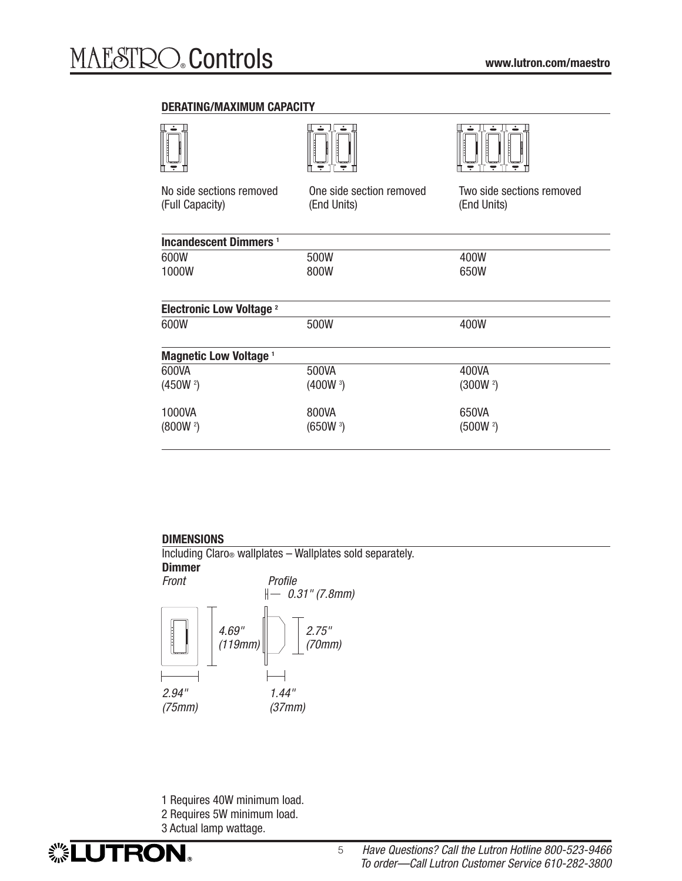## DERATING/MAXIMUM CAPACITY

| No side sections removed (Full Capacity) | One side section removed (End Units) | Two side sections removed (End Units) |
|---|---|---|
| **Incandescent Dimmers [1]** | | |
| 600W | 500W | 400W |
| 1000W | 800W | 650W |
| **Electronic Low Voltage [2]** | | |
| 600W | 500W | 400W |
| **Magnetic Low Voltage [1]** | | |
| 600VA (450W [2]) | 500VA (400W [3]) | 400VA (300W [2]) |
| 1000VA (800W [2]) | 800VA (650W [3]) | 650VA (500W [2]) |

## DIMENSIONS

Including Claro® wallplates – Wallplates sold separately.

**Dimmer**

*Front*

*4.69" (119mm)*

*2.94" (75mm)*

*Profile*

*0.31" (7.8mm)*

*2.75" (70mm)*

*1.44" (37mm)*

1 Requires 40W minimum load.
2 Requires 5W minimum load.
3 Actual lamp wattage.

*Have Questions? Call the Lutron Hotline 800-523-9466*
*To order—Call Lutron Customer Service 610-282-3800*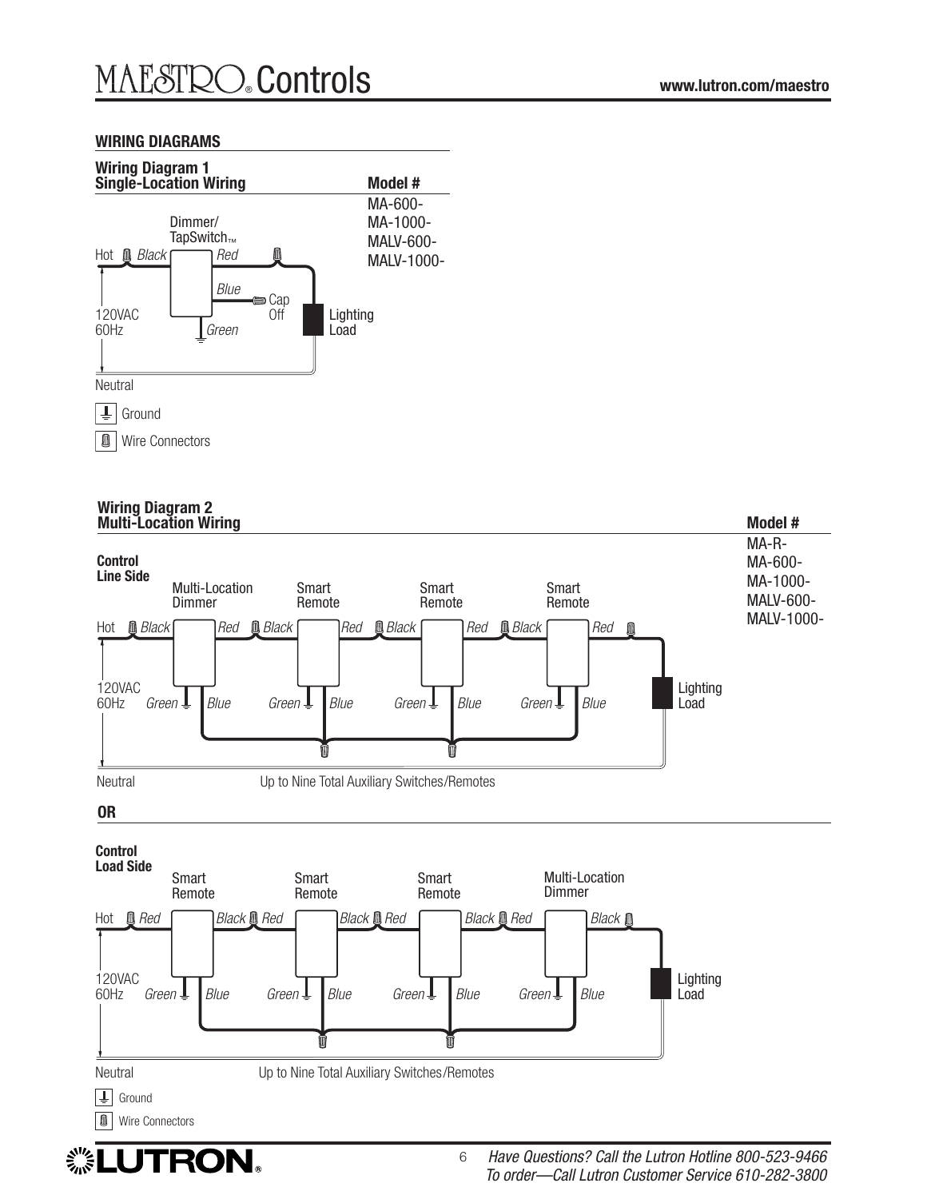## WIRING DIAGRAMS

### Wiring Diagram 1
### Single-Location Wiring

**Model #**

MA-600-
MA-1000-
MALV-600-
MALV-1000-

Dimmer/
TapSwitch™

Hot *Black* *Red*

*Blue* Cap Off

120VAC
60Hz *Green*

Lighting Load

Neutral

Ground

Wire Connectors

### Wiring Diagram 2
### Multi-Location Wiring

**Model #**

MA-R-
MA-600-
MA-1000-
MALV-600-
MALV-1000-

**Control Line Side**

Multi-Location Dimmer | Smart Remote | Smart Remote | Smart Remote

Hot *Black* *Red* *Black* *Red* *Black* *Red* *Black* *Red*

120VAC
60Hz *Green* *Blue* *Green* *Blue* *Green* *Blue* *Green* *Blue*

Lighting Load

Neutral

Up to Nine Total Auxiliary Switches/Remotes

**OR**

**Control Load Side**

Smart Remote | Smart Remote | Smart Remote | Multi-Location Dimmer

Hot *Red* *Black* *Red* *Black* *Red* *Black* *Red* *Black*

120VAC
60Hz *Green* *Blue* *Green* *Blue* *Green* *Blue* *Green* *Blue*

Lighting Load

Neutral

Up to Nine Total Auxiliary Switches/Remotes

Ground

Wire Connectors

*Have Questions? Call the Lutron Hotline 800-523-9466*
*To order—Call Lutron Customer Service 610-282-3800*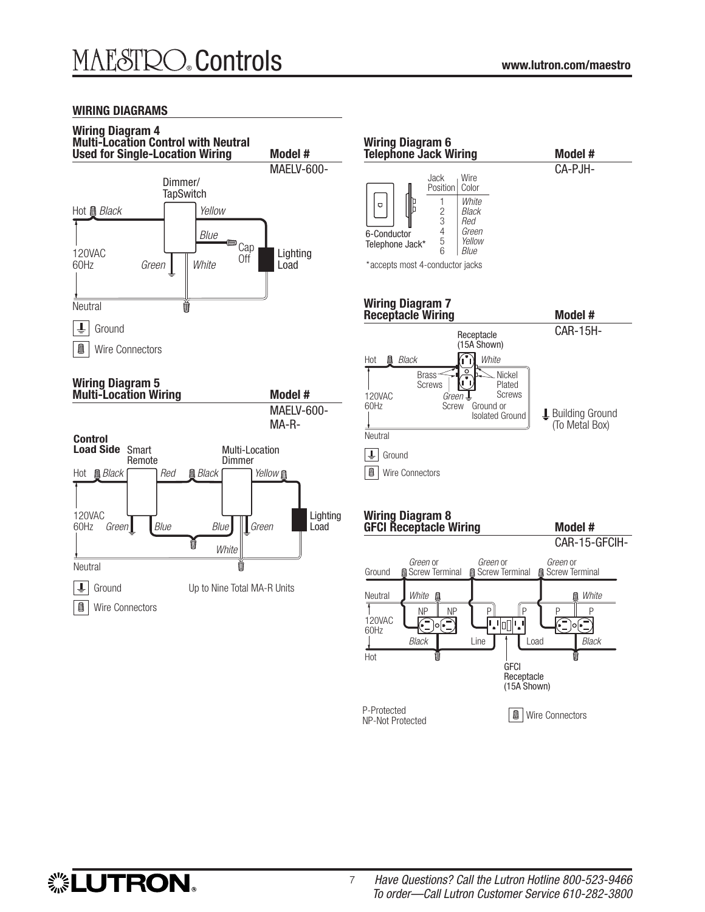## WIRING DIAGRAMS

### Wiring Diagram 4
**Multi-Location Control with Neutral Used for Single-Location Wiring**

**Model #**
MAELV-600-

Dimmer/TapSwitch

Hot *Black* — *Yellow* — *Blue* — Cap Off — Lighting Load

120VAC 60Hz — *Green* — *White*

Neutral

Ground

Wire Connectors

### Wiring Diagram 5
**Multi-Location Wiring**

**Model #**
MAELV-600-
MA-R-

**Control Load Side** — Smart Remote — Multi-Location Dimmer

Hot *Black* — *Red* — *Black* — *Yellow* — Lighting Load

120VAC 60Hz — *Green* — *Blue* — *Blue* — *Green* — *White*

Neutral

Ground

Wire Connectors

Up to Nine Total MA-R Units

### Wiring Diagram 6
**Telephone Jack Wiring**

**Model #**
CA-PJH-

6-Conductor Telephone Jack*

| Jack Position | Wire Color |
|---|---|
| 1 | *White* |
| 2 | *Black* |
| 3 | *Red* |
| 4 | *Green* |
| 5 | *Yellow* |
| 6 | *Blue* |

*accepts most 4-conductor jacks

### Wiring Diagram 7
**Receptacle Wiring**

**Model #**
CAR-15H-

Receptacle (15A Shown)

Hot *Black* — *White*

Brass Screws — Nickel Plated Screws

120VAC 60Hz — *Green* Screw — Ground or Isolated Ground — Building Ground (To Metal Box)

Neutral

Ground

Wire Connectors

### Wiring Diagram 8
**GFCI Receptacle Wiring**

**Model #**
CAR-15-GFCIH-

Ground — *Green* or Screw Terminal — *Green* or Screw Terminal — *Green* or Screw Terminal

Neutral — *White* — *White*

NP — NP — P — P — P — P

120VAC 60Hz — *Black* — Line — Load — *Black*

Hot

GFCI Receptacle (15A Shown)

P-Protected
NP-Not Protected

Wire Connectors

*Have Questions? Call the Lutron Hotline 800-523-9466*
*To order—Call Lutron Customer Service 610-282-3800*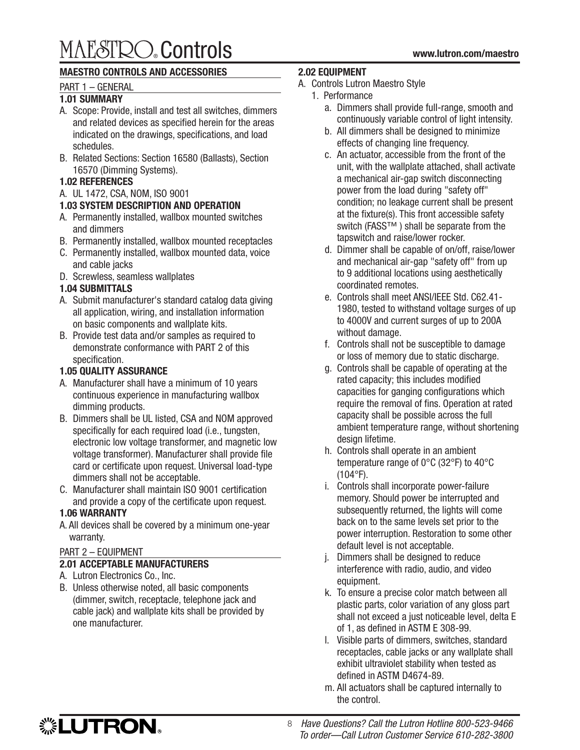## MAESTRO CONTROLS AND ACCESSORIES

### PART 1 – GENERAL

#### 1.01 SUMMARY

A. Scope: Provide, install and test all switches, dimmers and related devices as specified herein for the areas indicated on the drawings, specifications, and load schedules.

B. Related Sections: Section 16580 (Ballasts), Section 16570 (Dimming Systems).

#### 1.02 REFERENCES

A. UL 1472, CSA, NOM, ISO 9001

#### 1.03 SYSTEM DESCRIPTION AND OPERATION

A. Permanently installed, wallbox mounted switches and dimmers

B. Permanently installed, wallbox mounted receptacles

C. Permanently installed, wallbox mounted data, voice and cable jacks

D. Screwless, seamless wallplates

#### 1.04 SUBMITTALS

A. Submit manufacturer's standard catalog data giving all application, wiring, and installation information on basic components and wallplate kits.

B. Provide test data and/or samples as required to demonstrate conformance with PART 2 of this specification.

#### 1.05 QUALITY ASSURANCE

A. Manufacturer shall have a minimum of 10 years continuous experience in manufacturing wallbox dimming products.

B. Dimmers shall be UL listed, CSA and NOM approved specifically for each required load (i.e., tungsten, electronic low voltage transformer, and magnetic low voltage transformer). Manufacturer shall provide file card or certificate upon request. Universal load-type dimmers shall not be acceptable.

C. Manufacturer shall maintain ISO 9001 certification and provide a copy of the certificate upon request.

#### 1.06 WARRANTY

A. All devices shall be covered by a minimum one-year warranty.

### PART 2 – EQUIPMENT

#### 2.01 ACCEPTABLE MANUFACTURERS

A. Lutron Electronics Co., Inc.

B. Unless otherwise noted, all basic components (dimmer, switch, receptacle, telephone jack and cable jack) and wallplate kits shall be provided by one manufacturer.

#### 2.02 EQUIPMENT

A. Controls Lutron Maestro Style

1. Performance

   a. Dimmers shall provide full-range, smooth and continuously variable control of light intensity.

   b. All dimmers shall be designed to minimize effects of changing line frequency.

   c. An actuator, accessible from the front of the unit, with the wallplate attached, shall activate a mechanical air-gap switch disconnecting power from the load during "safety off" condition; no leakage current shall be present at the fixture(s). This front accessible safety switch (FASS™ ) shall be separate from the tapswitch and raise/lower rocker.

   d. Dimmer shall be capable of on/off, raise/lower and mechanical air-gap "safety off" from up to 9 additional locations using aesthetically coordinated remotes.

   e. Controls shall meet ANSI/IEEE Std. C62.41-1980, tested to withstand voltage surges of up to 4000V and current surges of up to 200A without damage.

   f. Controls shall not be susceptible to damage or loss of memory due to static discharge.

   g. Controls shall be capable of operating at the rated capacity; this includes modified capacities for ganging configurations which require the removal of fins. Operation at rated capacity shall be possible across the full ambient temperature range, without shortening design lifetime.

   h. Controls shall operate in an ambient temperature range of 0°C (32°F) to 40°C (104°F).

   i. Controls shall incorporate power-failure memory. Should power be interrupted and subsequently returned, the lights will come back on to the same levels set prior to the power interruption. Restoration to some other default level is not acceptable.

   j. Dimmers shall be designed to reduce interference with radio, audio, and video equipment.

   k. To ensure a precise color match between all plastic parts, color variation of any gloss part shall not exceed a just noticeable level, delta E of 1, as defined in ASTM E 308-99.

   l. Visible parts of dimmers, switches, standard receptacles, cable jacks or any wallplate shall exhibit ultraviolet stability when tested as defined in ASTM D4674-89.

   m. All actuators shall be captured internally to the control.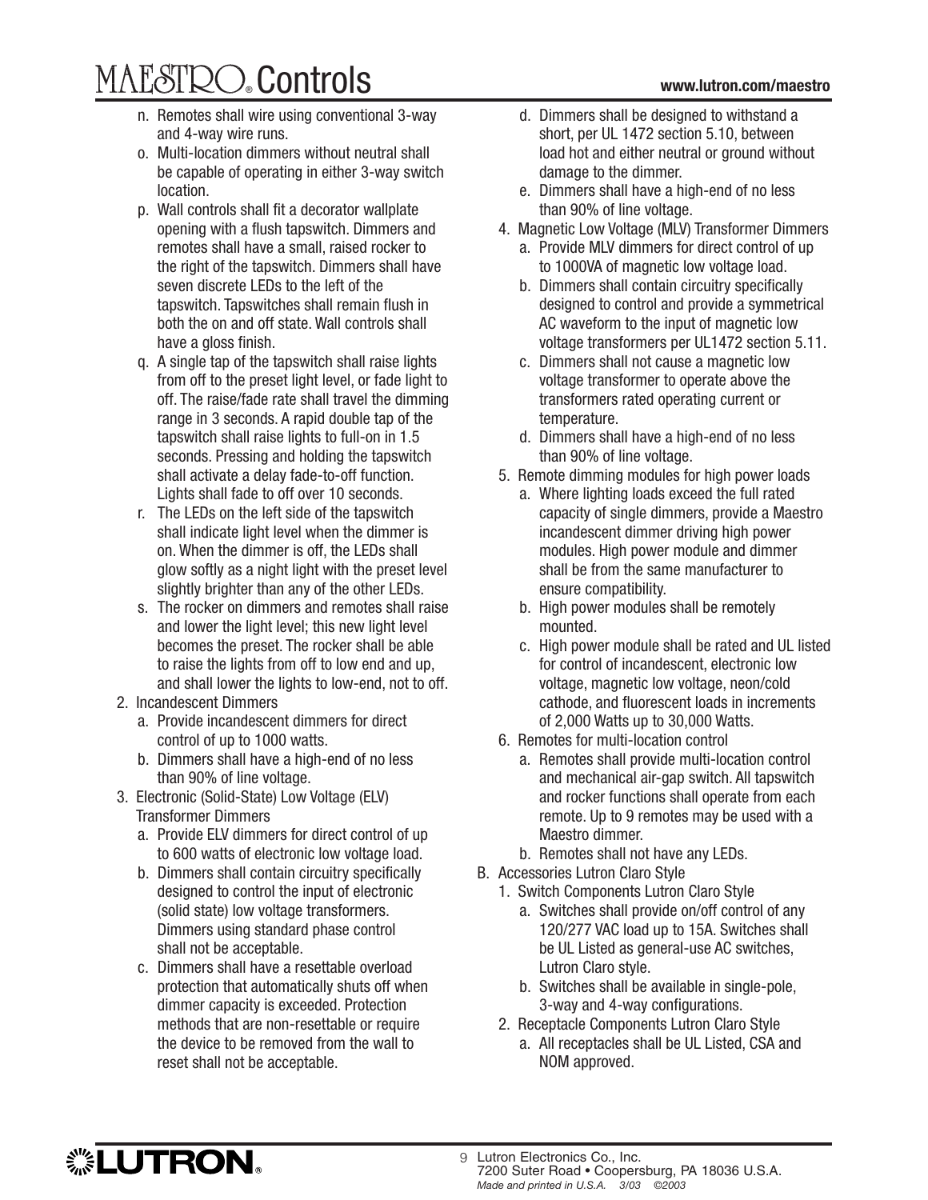n. Remotes shall wire using conventional 3-way and 4-way wire runs.

o. Multi-location dimmers without neutral shall be capable of operating in either 3-way switch location.

p. Wall controls shall fit a decorator wallplate opening with a flush tapswitch. Dimmers and remotes shall have a small, raised rocker to the right of the tapswitch. Dimmers shall have seven discrete LEDs to the left of the tapswitch. Tapswitches shall remain flush in both the on and off state. Wall controls shall have a gloss finish.

q. A single tap of the tapswitch shall raise lights from off to the preset light level, or fade light to off. The raise/fade rate shall travel the dimming range in 3 seconds. A rapid double tap of the tapswitch shall raise lights to full-on in 1.5 seconds. Pressing and holding the tapswitch shall activate a delay fade-to-off function. Lights shall fade to off over 10 seconds.

r. The LEDs on the left side of the tapswitch shall indicate light level when the dimmer is on. When the dimmer is off, the LEDs shall glow softly as a night light with the preset level slightly brighter than any of the other LEDs.

s. The rocker on dimmers and remotes shall raise and lower the light level; this new light level becomes the preset. The rocker shall be able to raise the lights from off to low end and up, and shall lower the lights to low-end, not to off.

2. Incandescent Dimmers
   a. Provide incandescent dimmers for direct control of up to 1000 watts.
   b. Dimmers shall have a high-end of no less than 90% of line voltage.

3. Electronic (Solid-State) Low Voltage (ELV) Transformer Dimmers
   a. Provide ELV dimmers for direct control of up to 600 watts of electronic low voltage load.
   b. Dimmers shall contain circuitry specifically designed to control the input of electronic (solid state) low voltage transformers. Dimmers using standard phase control shall not be acceptable.
   c. Dimmers shall have a resettable overload protection that automatically shuts off when dimmer capacity is exceeded. Protection methods that are non-resettable or require the device to be removed from the wall to reset shall not be acceptable.
   d. Dimmers shall be designed to withstand a short, per UL 1472 section 5.10, between load hot and either neutral or ground without damage to the dimmer.
   e. Dimmers shall have a high-end of no less than 90% of line voltage.

4. Magnetic Low Voltage (MLV) Transformer Dimmers
   a. Provide MLV dimmers for direct control of up to 1000VA of magnetic low voltage load.
   b. Dimmers shall contain circuitry specifically designed to control and provide a symmetrical AC waveform to the input of magnetic low voltage transformers per UL1472 section 5.11.
   c. Dimmers shall not cause a magnetic low voltage transformer to operate above the transformers rated operating current or temperature.
   d. Dimmers shall have a high-end of no less than 90% of line voltage.

5. Remote dimming modules for high power loads
   a. Where lighting loads exceed the full rated capacity of single dimmers, provide a Maestro incandescent dimmer driving high power modules. High power module and dimmer shall be from the same manufacturer to ensure compatibility.
   b. High power modules shall be remotely mounted.
   c. High power module shall be rated and UL listed for control of incandescent, electronic low voltage, magnetic low voltage, neon/cold cathode, and fluorescent loads in increments of 2,000 Watts up to 30,000 Watts.

6. Remotes for multi-location control
   a. Remotes shall provide multi-location control and mechanical air-gap switch. All tapswitch and rocker functions shall operate from each remote. Up to 9 remotes may be used with a Maestro dimmer.
   b. Remotes shall not have any LEDs.

B. Accessories Lutron Claro Style

1. Switch Components Lutron Claro Style
   a. Switches shall provide on/off control of any 120/277 VAC load up to 15A. Switches shall be UL Listed as general-use AC switches, Lutron Claro style.
   b. Switches shall be available in single-pole, 3-way and 4-way configurations.

2. Receptacle Components Lutron Claro Style
   a. All receptacles shall be UL Listed, CSA and NOM approved.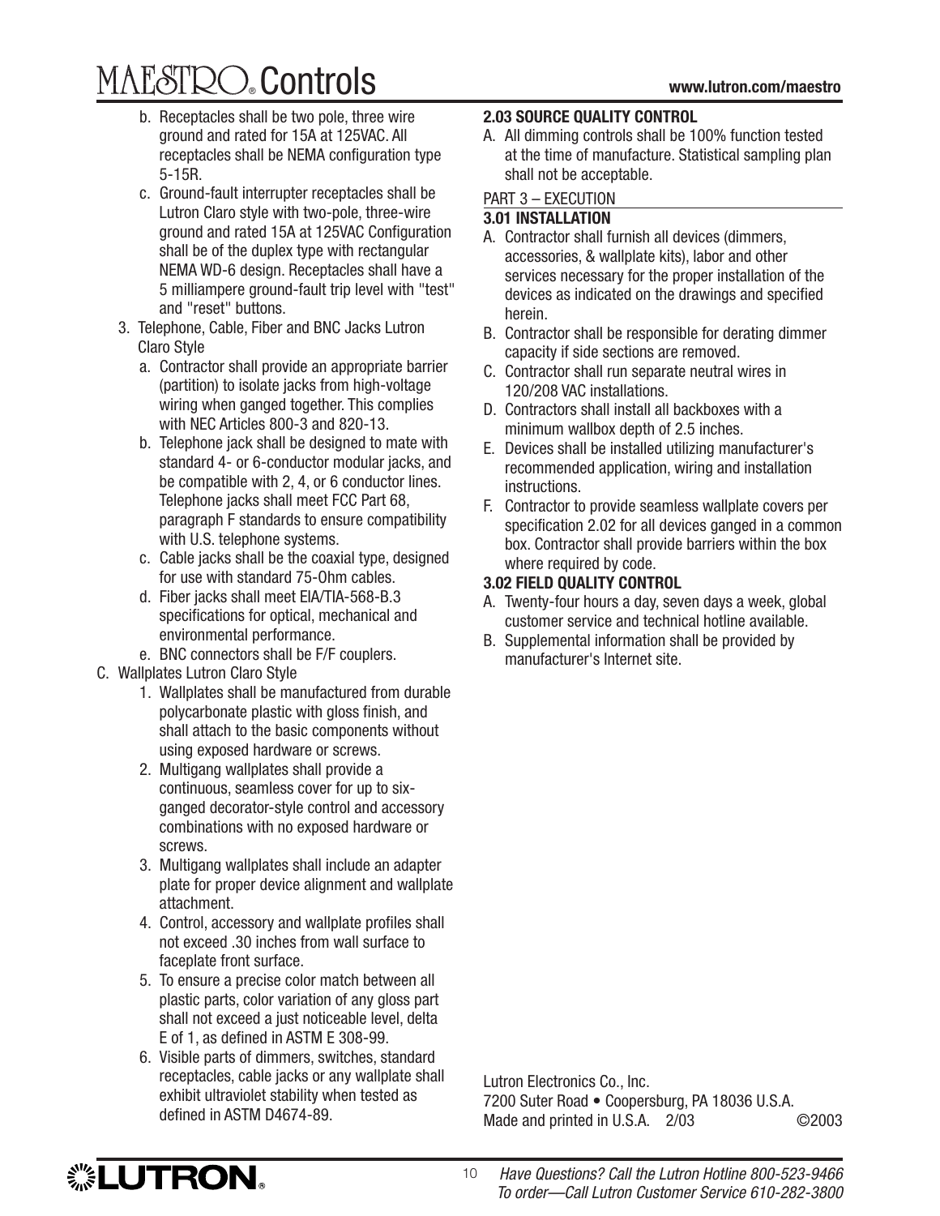b. Receptacles shall be two pole, three wire ground and rated for 15A at 125VAC. All receptacles shall be NEMA configuration type 5-15R.

c. Ground-fault interrupter receptacles shall be Lutron Claro style with two-pole, three-wire ground and rated 15A at 125VAC Configuration shall be of the duplex type with rectangular NEMA WD-6 design. Receptacles shall have a 5 milliampere ground-fault trip level with "test" and "reset" buttons.

3. Telephone, Cable, Fiber and BNC Jacks Lutron Claro Style

   a. Contractor shall provide an appropriate barrier (partition) to isolate jacks from high-voltage wiring when ganged together. This complies with NEC Articles 800-3 and 820-13.

   b. Telephone jack shall be designed to mate with standard 4- or 6-conductor modular jacks, and be compatible with 2, 4, or 6 conductor lines. Telephone jacks shall meet FCC Part 68, paragraph F standards to ensure compatibility with U.S. telephone systems.

   c. Cable jacks shall be the coaxial type, designed for use with standard 75-Ohm cables.

   d. Fiber jacks shall meet EIA/TIA-568-B.3 specifications for optical, mechanical and environmental performance.

   e. BNC connectors shall be F/F couplers.

C. Wallplates Lutron Claro Style

1. Wallplates shall be manufactured from durable polycarbonate plastic with gloss finish, and shall attach to the basic components without using exposed hardware or screws.
2. Multigang wallplates shall provide a continuous, seamless cover for up to six-ganged decorator-style control and accessory combinations with no exposed hardware or screws.
3. Multigang wallplates shall include an adapter plate for proper device alignment and wallplate attachment.
4. Control, accessory and wallplate profiles shall not exceed .30 inches from wall surface to faceplate front surface.
5. To ensure a precise color match between all plastic parts, color variation of any gloss part shall not exceed a just noticeable level, delta E of 1, as defined in ASTM E 308-99.
6. Visible parts of dimmers, switches, standard receptacles, cable jacks or any wallplate shall exhibit ultraviolet stability when tested as defined in ASTM D4674-89.

**2.03 SOURCE QUALITY CONTROL**

A. All dimming controls shall be 100% function tested at the time of manufacture. Statistical sampling plan shall not be acceptable.

## PART 3 – EXECUTION

**3.01 INSTALLATION**

A. Contractor shall furnish all devices (dimmers, accessories, & wallplate kits), labor and other services necessary for the proper installation of the devices as indicated on the drawings and specified herein.

B. Contractor shall be responsible for derating dimmer capacity if side sections are removed.

C. Contractor shall run separate neutral wires in 120/208 VAC installations.

D. Contractors shall install all backboxes with a minimum wallbox depth of 2.5 inches.

E. Devices shall be installed utilizing manufacturer's recommended application, wiring and installation instructions.

F. Contractor to provide seamless wallplate covers per specification 2.02 for all devices ganged in a common box. Contractor shall provide barriers within the box where required by code.

**3.02 FIELD QUALITY CONTROL**

A. Twenty-four hours a day, seven days a week, global customer service and technical hotline available.

B. Supplemental information shall be provided by manufacturer's Internet site.

Lutron Electronics Co., Inc.
7200 Suter Road • Coopersburg, PA 18036 U.S.A.
Made and printed in U.S.A. 2/03 ©2003

*Have Questions? Call the Lutron Hotline 800-523-9466*
*To order—Call Lutron Customer Service 610-282-3800*